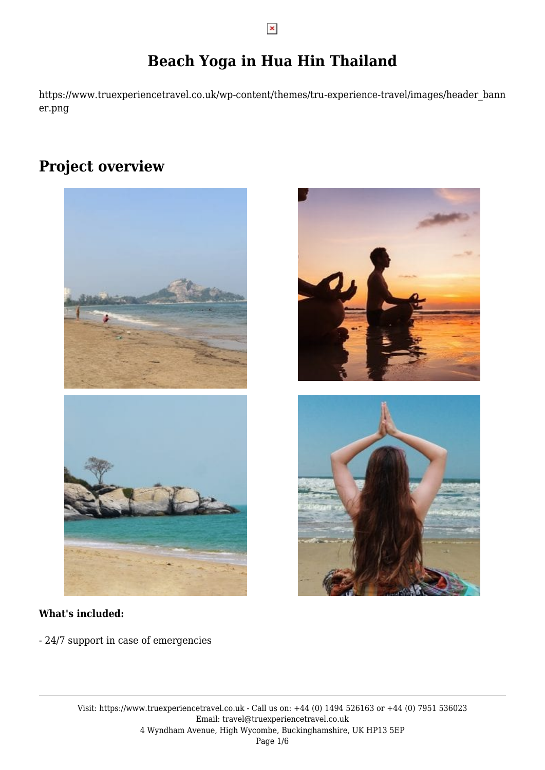# Beach Yoga in Hua Hin Thailand

https://www.truexperiencetravel.co.uk/wp-content/themes/tru-experience-travel/images/header_banner.png

## Project overview

**What's included:**

- 24/7 support in case of emergencies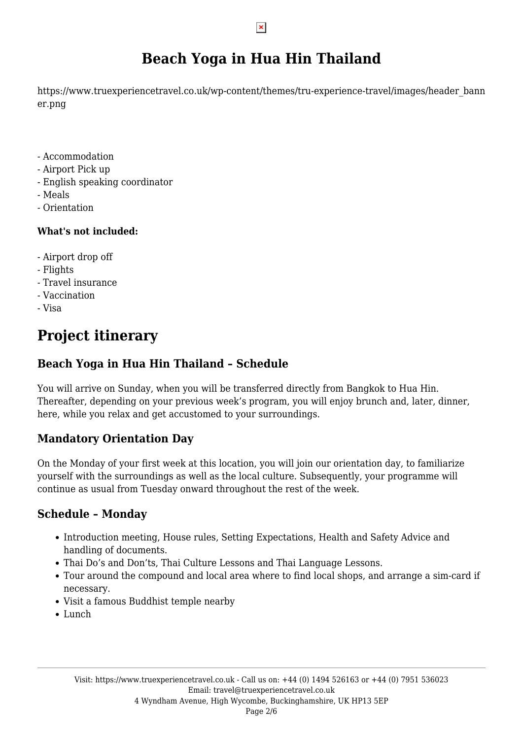# Beach Yoga in Hua Hin Thailand

https://www.truexperiencetravel.co.uk/wp-content/themes/tru-experience-travel/images/header_banner.png

- Accommodation
- Airport Pick up
- English speaking coordinator
- Meals
- Orientation

**What's not included:**

- Airport drop off
- Flights
- Travel insurance
- Vaccination
- Visa

# Project itinerary

## Beach Yoga in Hua Hin Thailand – Schedule

You will arrive on Sunday, when you will be transferred directly from Bangkok to Hua Hin. Thereafter, depending on your previous week's program, you will enjoy brunch and, later, dinner, here, while you relax and get accustomed to your surroundings.

## Mandatory Orientation Day

On the Monday of your first week at this location, you will join our orientation day, to familiarize yourself with the surroundings as well as the local culture. Subsequently, your programme will continue as usual from Tuesday onward throughout the rest of the week.

## Schedule – Monday

- Introduction meeting, House rules, Setting Expectations, Health and Safety Advice and handling of documents.
- Thai Do's and Don'ts, Thai Culture Lessons and Thai Language Lessons.
- Tour around the compound and local area where to find local shops, and arrange a sim-card if necessary.
- Visit a famous Buddhist temple nearby
- Lunch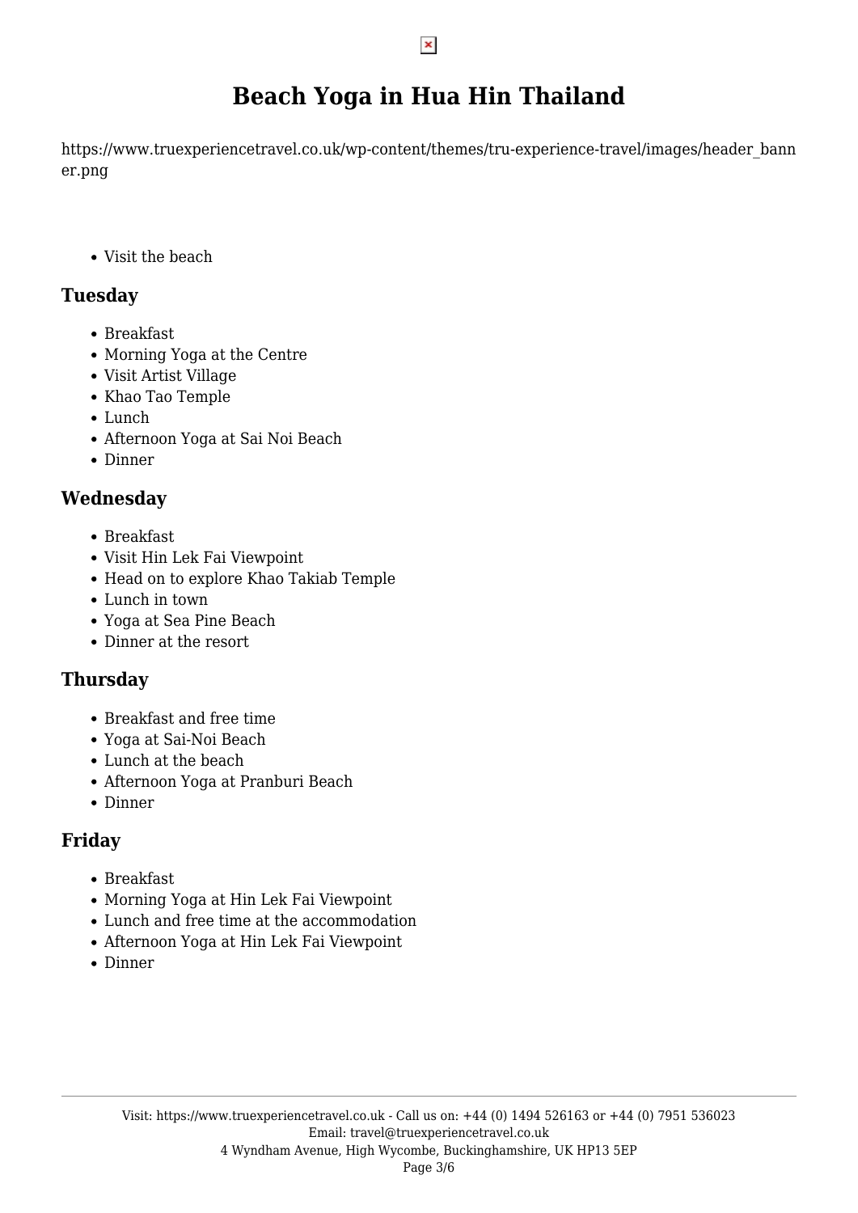- Visit the beach

## Tuesday

- Breakfast
- Morning Yoga at the Centre
- Visit Artist Village
- Khao Tao Temple
- Lunch
- Afternoon Yoga at Sai Noi Beach
- Dinner

## Wednesday

- Breakfast
- Visit Hin Lek Fai Viewpoint
- Head on to explore Khao Takiab Temple
- Lunch in town
- Yoga at Sea Pine Beach
- Dinner at the resort

## Thursday

- Breakfast and free time
- Yoga at Sai-Noi Beach
- Lunch at the beach
- Afternoon Yoga at Pranburi Beach
- Dinner

## Friday

- Breakfast
- Morning Yoga at Hin Lek Fai Viewpoint
- Lunch and free time at the accommodation
- Afternoon Yoga at Hin Lek Fai Viewpoint
- Dinner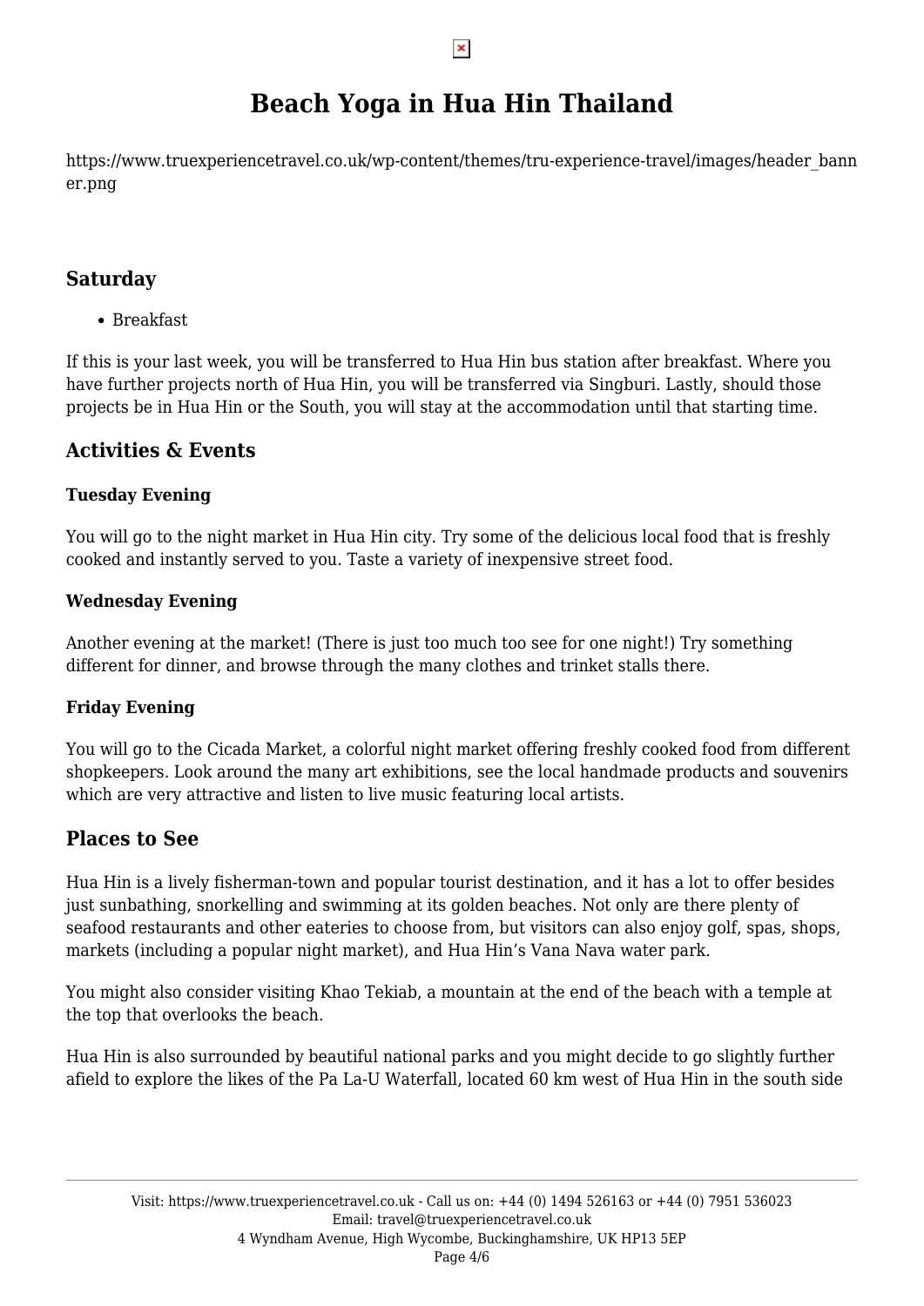# Beach Yoga in Hua Hin Thailand

https://www.truexperiencetravel.co.uk/wp-content/themes/tru-experience-travel/images/header_banner.png

## Saturday

- Breakfast

If this is your last week, you will be transferred to Hua Hin bus station after breakfast. Where you have further projects north of Hua Hin, you will be transferred via Singburi. Lastly, should those projects be in Hua Hin or the South, you will stay at the accommodation until that starting time.

## Activities & Events

### Tuesday Evening

You will go to the night market in Hua Hin city. Try some of the delicious local food that is freshly cooked and instantly served to you. Taste a variety of inexpensive street food.

### Wednesday Evening

Another evening at the market! (There is just too much too see for one night!) Try something different for dinner, and browse through the many clothes and trinket stalls there.

### Friday Evening

You will go to the Cicada Market, a colorful night market offering freshly cooked food from different shopkeepers. Look around the many art exhibitions, see the local handmade products and souvenirs which are very attractive and listen to live music featuring local artists.

## Places to See

Hua Hin is a lively fisherman-town and popular tourist destination, and it has a lot to offer besides just sunbathing, snorkelling and swimming at its golden beaches. Not only are there plenty of seafood restaurants and other eateries to choose from, but visitors can also enjoy golf, spas, shops, markets (including a popular night market), and Hua Hin's Vana Nava water park.

You might also consider visiting Khao Tekiab, a mountain at the end of the beach with a temple at the top that overlooks the beach.

Hua Hin is also surrounded by beautiful national parks and you might decide to go slightly further afield to explore the likes of the Pa La-U Waterfall, located 60 km west of Hua Hin in the south side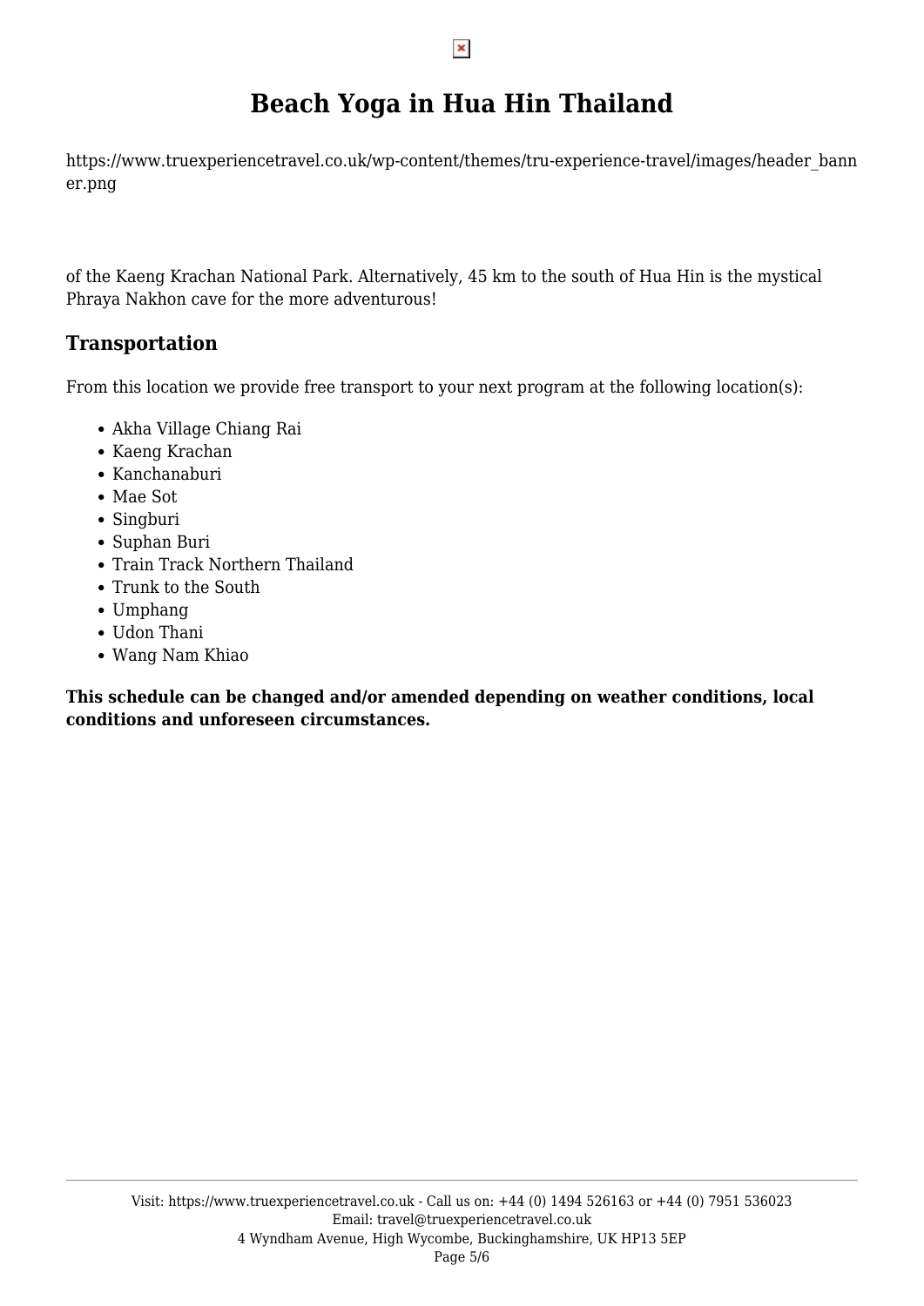of the Kaeng Krachan National Park. Alternatively, 45 km to the south of Hua Hin is the mystical Phraya Nakhon cave for the more adventurous!

## Transportation

From this location we provide free transport to your next program at the following location(s):

- Akha Village Chiang Rai
- Kaeng Krachan
- Kanchanaburi
- Mae Sot
- Singburi
- Suphan Buri
- Train Track Northern Thailand
- Trunk to the South
- Umphang
- Udon Thani
- Wang Nam Khiao

**This schedule can be changed and/or amended depending on weather conditions, local conditions and unforeseen circumstances.**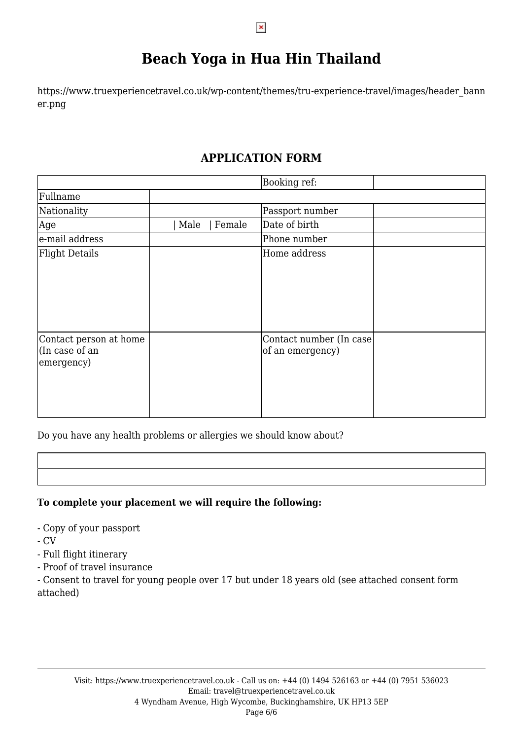# Beach Yoga in Hua Hin Thailand

https://www.truexperiencetravel.co.uk/wp-content/themes/tru-experience-travel/images/header_banner.png

## APPLICATION FORM

| | | | |
|---|---|---|---|
| | | Booking ref: | |
| Fullname | | | |
| Nationality | | Passport number | |
| Age | \| Male \| Female | Date of birth | |
| e-mail address | | Phone number | |
| Flight Details | | Home address | |
| Contact person at home (In case of an emergency) | | Contact number (In case of an emergency) | |

Do you have any health problems or allergies we should know about?

| |
|---|
| |
| |

**To complete your placement we will require the following:**

- Copy of your passport
- CV
- Full flight itinerary
- Proof of travel insurance
- Consent to travel for young people over 17 but under 18 years old (see attached consent form attached)

Visit: https://www.truexperiencetravel.co.uk - Call us on: +44 (0) 1494 526163 or +44 (0) 7951 536023
Email: travel@truexperiencetravel.co.uk
4 Wyndham Avenue, High Wycombe, Buckinghamshire, UK HP13 5EP